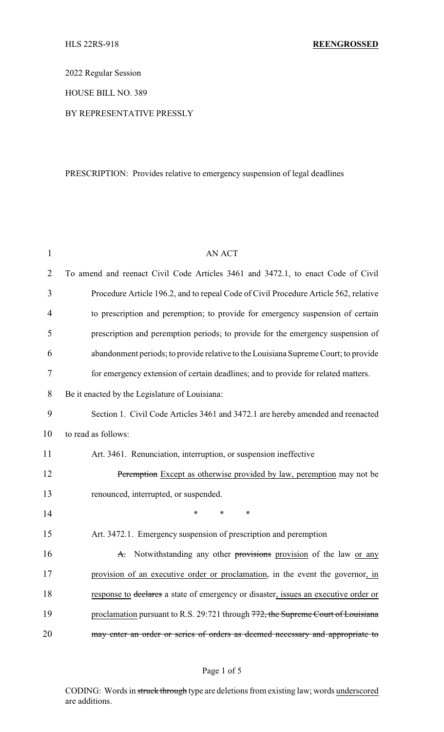2022 Regular Session

HOUSE BILL NO. 389

BY REPRESENTATIVE PRESSLY

PRESCRIPTION: Provides relative to emergency suspension of legal deadlines

AN ACT

To amend and reenact Civil Code Articles 3461 and 3472.1, to enact Code of Civil Procedure Article 196.2, and to repeal Code of Civil Procedure Article 562, relative to prescription and peremption; to provide for emergency suspension of certain prescription and peremption periods; to provide for the emergency suspension of abandonment periods; to provide relative to the Louisiana Supreme Court; to provide for emergency extension of certain deadlines; and to provide for related matters.

Be it enacted by the Legislature of Louisiana:

Section 1. Civil Code Articles 3461 and 3472.1 are hereby amended and reenacted to read as follows:

Art. 3461. Renunciation, interruption, or suspension ineffective

~~Peremption~~ <u>Except as otherwise provided by law, peremption</u> may not be renounced, interrupted, or suspended.

\* \* \*

Art. 3472.1. Emergency suspension of prescription and peremption

~~A.~~ Notwithstanding any other ~~provisions~~ <u>provision</u> of the law <u>or any provision of an executive order or proclamation</u>, in the event the governor<u>, in response to</u> ~~declares~~ a state of emergency or disaster<u>, issues an executive order or proclamation</u> pursuant to R.S. 29:721 through ~~772, the Supreme Court of Louisiana may enter an order or series of orders as deemed necessary and appropriate to~~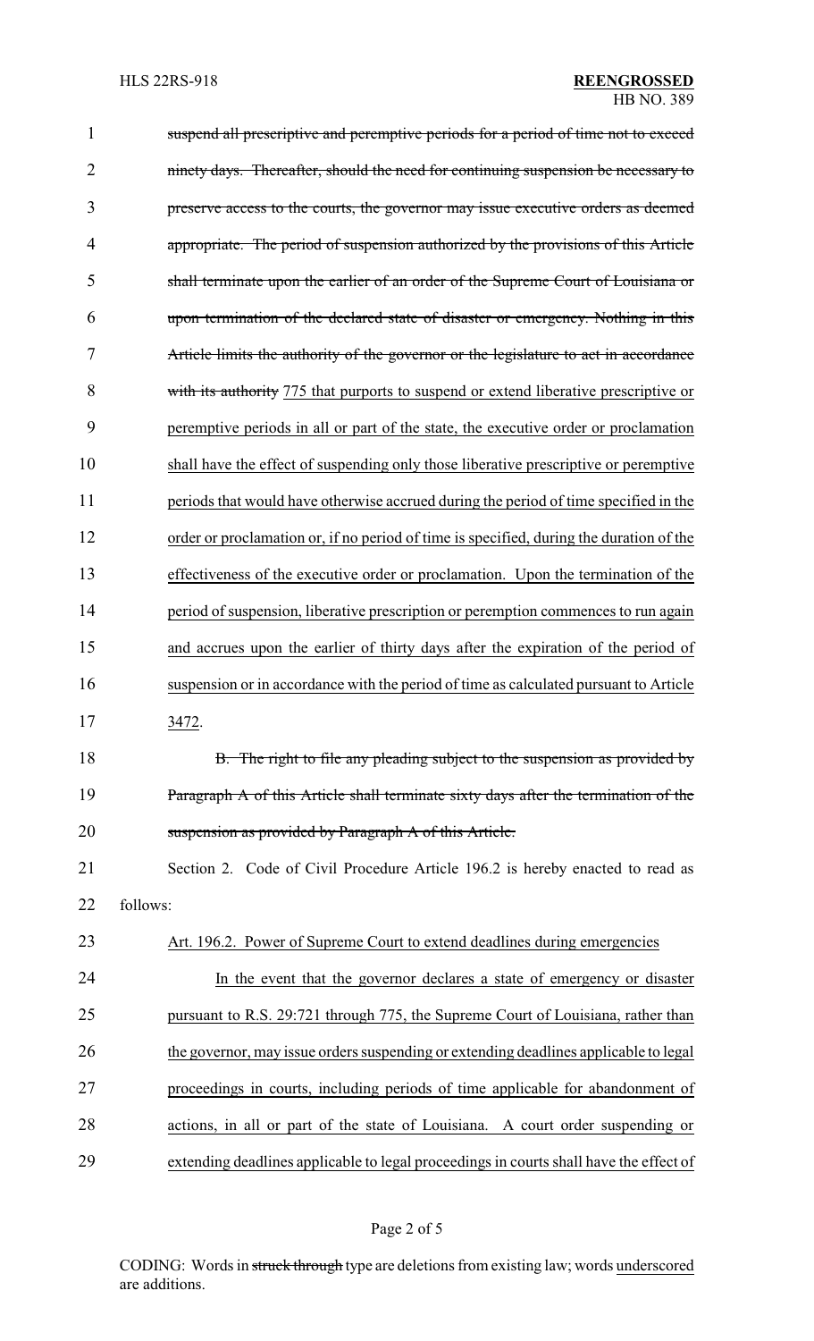~~suspend all prescriptive and peremptive periods for a period of time not to exceed ninety days. Thereafter, should the need for continuing suspension be necessary to preserve access to the courts, the governor may issue executive orders as deemed appropriate. The period of suspension authorized by the provisions of this Article shall terminate upon the earlier of an order of the Supreme Court of Louisiana or upon termination of the declared state of disaster or emergency. Nothing in this Article limits the authority of the governor or the legislature to act in accordance with its authority~~ 775 that purports to suspend or extend liberative prescriptive or peremptive periods in all or part of the state, the executive order or proclamation shall have the effect of suspending only those liberative prescriptive or peremptive periods that would have otherwise accrued during the period of time specified in the order or proclamation or, if no period of time is specified, during the duration of the effectiveness of the executive order or proclamation. Upon the termination of the period of suspension, liberative prescription or peremption commences to run again and accrues upon the earlier of thirty days after the expiration of the period of suspension or in accordance with the period of time as calculated pursuant to Article 3472.

~~B. The right to file any pleading subject to the suspension as provided by Paragraph A of this Article shall terminate sixty days after the termination of the suspension as provided by Paragraph A of this Article.~~

Section 2. Code of Civil Procedure Article 196.2 is hereby enacted to read as follows:

Art. 196.2. Power of Supreme Court to extend deadlines during emergencies

In the event that the governor declares a state of emergency or disaster pursuant to R.S. 29:721 through 775, the Supreme Court of Louisiana, rather than the governor, may issue orders suspending or extending deadlines applicable to legal proceedings in courts, including periods of time applicable for abandonment of actions, in all or part of the state of Louisiana. A court order suspending or extending deadlines applicable to legal proceedings in courts shall have the effect of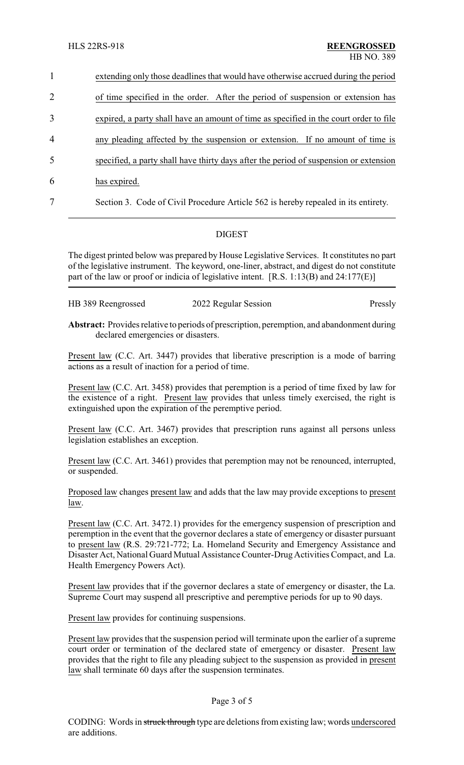extending only those deadlines that would have otherwise accrued during the period of time specified in the order. After the period of suspension or extension has expired, a party shall have an amount of time as specified in the court order to file any pleading affected by the suspension or extension. If no amount of time is specified, a party shall have thirty days after the period of suspension or extension has expired.

Section 3. Code of Civil Procedure Article 562 is hereby repealed in its entirety.

## DIGEST

The digest printed below was prepared by House Legislative Services. It constitutes no part of the legislative instrument. The keyword, one-liner, abstract, and digest do not constitute part of the law or proof or indicia of legislative intent. [R.S. 1:13(B) and 24:177(E)]

HB 389 Reengrossed 2022 Regular Session Pressly

**Abstract:** Provides relative to periods of prescription, peremption, and abandonment during declared emergencies or disasters.

Present law (C.C. Art. 3447) provides that liberative prescription is a mode of barring actions as a result of inaction for a period of time.

Present law (C.C. Art. 3458) provides that peremption is a period of time fixed by law for the existence of a right. Present law provides that unless timely exercised, the right is extinguished upon the expiration of the peremptive period.

Present law (C.C. Art. 3467) provides that prescription runs against all persons unless legislation establishes an exception.

Present law (C.C. Art. 3461) provides that peremption may not be renounced, interrupted, or suspended.

Proposed law changes present law and adds that the law may provide exceptions to present law.

Present law (C.C. Art. 3472.1) provides for the emergency suspension of prescription and peremption in the event that the governor declares a state of emergency or disaster pursuant to present law (R.S. 29:721-772; La. Homeland Security and Emergency Assistance and Disaster Act, National Guard Mutual Assistance Counter-Drug Activities Compact, and La. Health Emergency Powers Act).

Present law provides that if the governor declares a state of emergency or disaster, the La. Supreme Court may suspend all prescriptive and peremptive periods for up to 90 days.

Present law provides for continuing suspensions.

Present law provides that the suspension period will terminate upon the earlier of a supreme court order or termination of the declared state of emergency or disaster. Present law provides that the right to file any pleading subject to the suspension as provided in present law shall terminate 60 days after the suspension terminates.

CODING: Words in ~~struck through~~ type are deletions from existing law; words underscored are additions.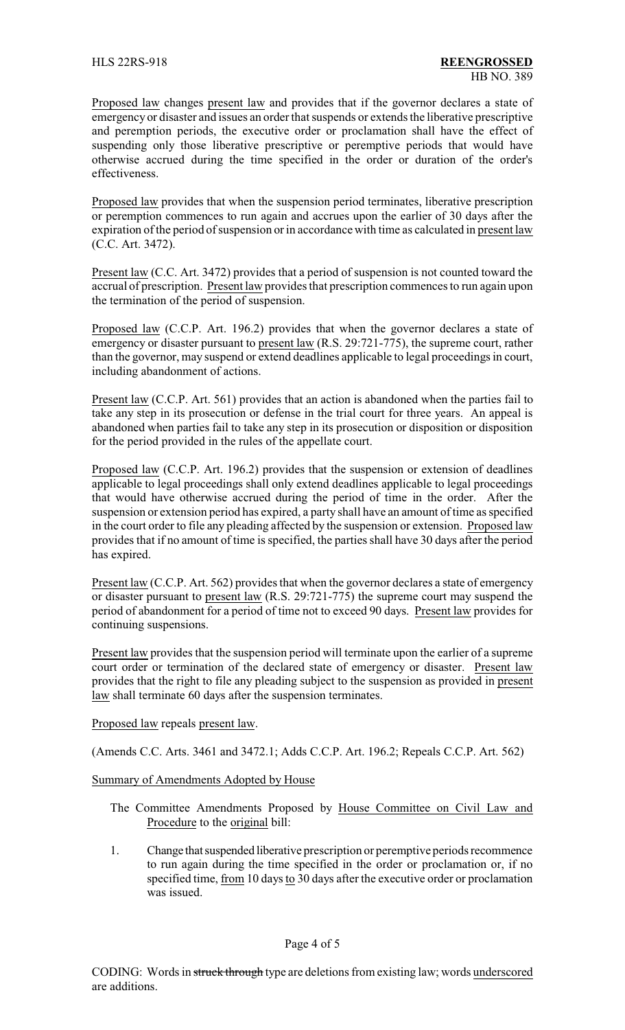Proposed law changes present law and provides that if the governor declares a state of emergency or disaster and issues an order that suspends or extends the liberative prescriptive and peremption periods, the executive order or proclamation shall have the effect of suspending only those liberative prescriptive or peremptive periods that would have otherwise accrued during the time specified in the order or duration of the order's effectiveness.

Proposed law provides that when the suspension period terminates, liberative prescription or peremption commences to run again and accrues upon the earlier of 30 days after the expiration of the period of suspension or in accordance with time as calculated in present law (C.C. Art. 3472).

Present law (C.C. Art. 3472) provides that a period of suspension is not counted toward the accrual of prescription. Present law provides that prescription commences to run again upon the termination of the period of suspension.

Proposed law (C.C.P. Art. 196.2) provides that when the governor declares a state of emergency or disaster pursuant to present law (R.S. 29:721-775), the supreme court, rather than the governor, may suspend or extend deadlines applicable to legal proceedings in court, including abandonment of actions.

Present law (C.C.P. Art. 561) provides that an action is abandoned when the parties fail to take any step in its prosecution or defense in the trial court for three years. An appeal is abandoned when parties fail to take any step in its prosecution or disposition or disposition for the period provided in the rules of the appellate court.

Proposed law (C.C.P. Art. 196.2) provides that the suspension or extension of deadlines applicable to legal proceedings shall only extend deadlines applicable to legal proceedings that would have otherwise accrued during the period of time in the order. After the suspension or extension period has expired, a party shall have an amount of time as specified in the court order to file any pleading affected by the suspension or extension. Proposed law provides that if no amount of time is specified, the parties shall have 30 days after the period has expired.

Present law (C.C.P. Art. 562) provides that when the governor declares a state of emergency or disaster pursuant to present law (R.S. 29:721-775) the supreme court may suspend the period of abandonment for a period of time not to exceed 90 days. Present law provides for continuing suspensions.

Present law provides that the suspension period will terminate upon the earlier of a supreme court order or termination of the declared state of emergency or disaster. Present law provides that the right to file any pleading subject to the suspension as provided in present law shall terminate 60 days after the suspension terminates.

Proposed law repeals present law.

(Amends C.C. Arts. 3461 and 3472.1; Adds C.C.P. Art. 196.2; Repeals C.C.P. Art. 562)

Summary of Amendments Adopted by House

The Committee Amendments Proposed by House Committee on Civil Law and Procedure to the original bill:

1. Change that suspended liberative prescription or peremptive periods recommence to run again during the time specified in the order or proclamation or, if no specified time, from 10 days to 30 days after the executive order or proclamation was issued.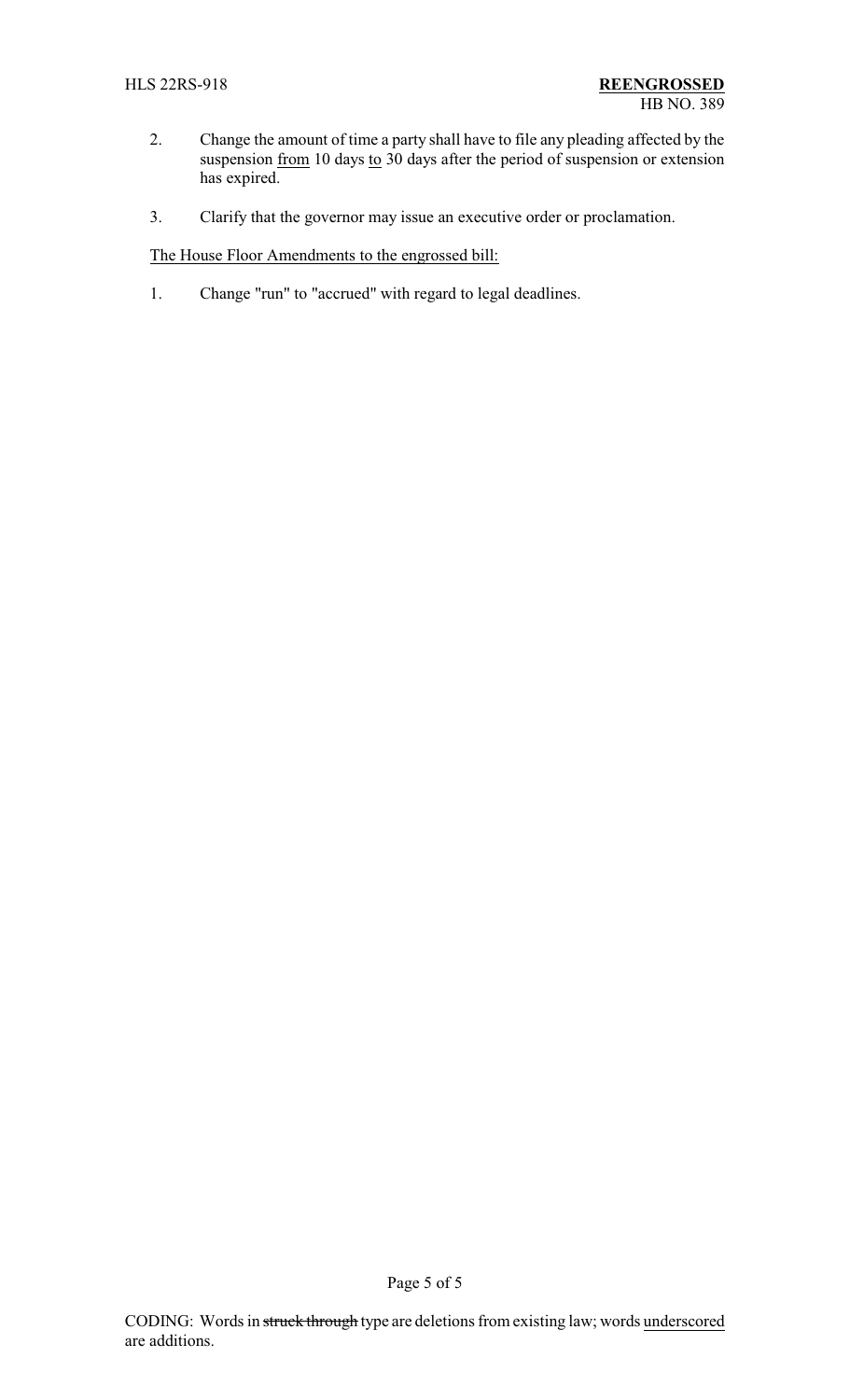2. Change the amount of time a party shall have to file any pleading affected by the suspension from 10 days to 30 days after the period of suspension or extension has expired.

3. Clarify that the governor may issue an executive order or proclamation.

The House Floor Amendments to the engrossed bill:

1. Change "run" to "accrued" with regard to legal deadlines.

CODING: Words in ~~struck through~~ type are deletions from existing law; words underscored are additions.